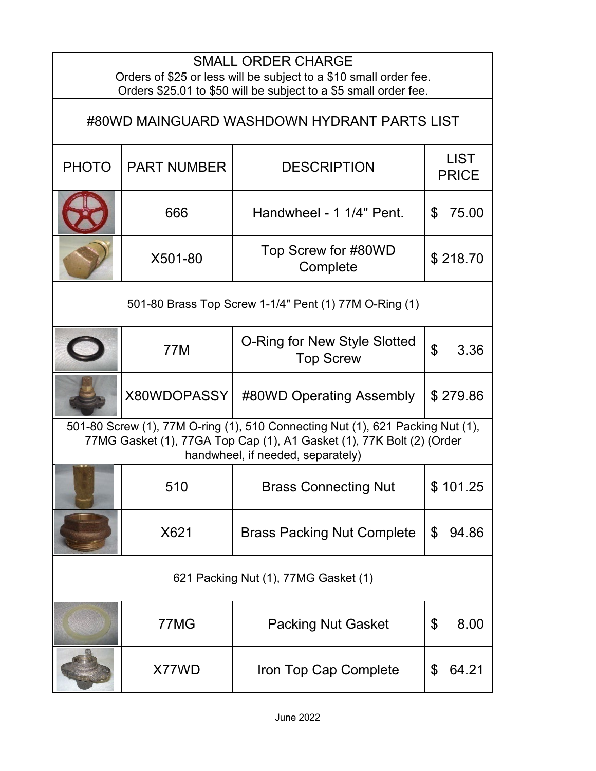# SMALL ORDER CHARGE

Orders of $25 or less will be subject to a $10 small order fee.
Orders $25.01 to $50 will be subject to a $5 small order fee.

## #80WD MAINGUARD WASHDOWN HYDRANT PARTS LIST

| PHOTO | PART NUMBER | DESCRIPTION | LIST PRICE |
|---|---|---|---|
| | 666 | Handwheel - 1 1/4" Pent. | $ 75.00 |
| | X501-80 | Top Screw for #80WD Complete | $ 218.70 |
| 501-80 Brass Top Screw 1-1/4" Pent (1) 77M O-Ring (1) | | | |
| | 77M | O-Ring for New Style Slotted Top Screw | $ 3.36 |
| | X80WDOPASSY | #80WD Operating Assembly | $ 279.86 |
| 501-80 Screw (1), 77M O-ring (1), 510 Connecting Nut (1), 621 Packing Nut (1), 77MG Gasket (1), 77GA Top Cap (1), A1 Gasket (1), 77K Bolt (2) (Order handwheel, if needed, separately) | | | |
| | 510 | Brass Connecting Nut | $ 101.25 |
| | X621 | Brass Packing Nut Complete | $ 94.86 |
| 621 Packing Nut (1), 77MG Gasket (1) | | | |
| | 77MG | Packing Nut Gasket | $ 8.00 |
| | X77WD | Iron Top Cap Complete | $ 64.21 |

June 2022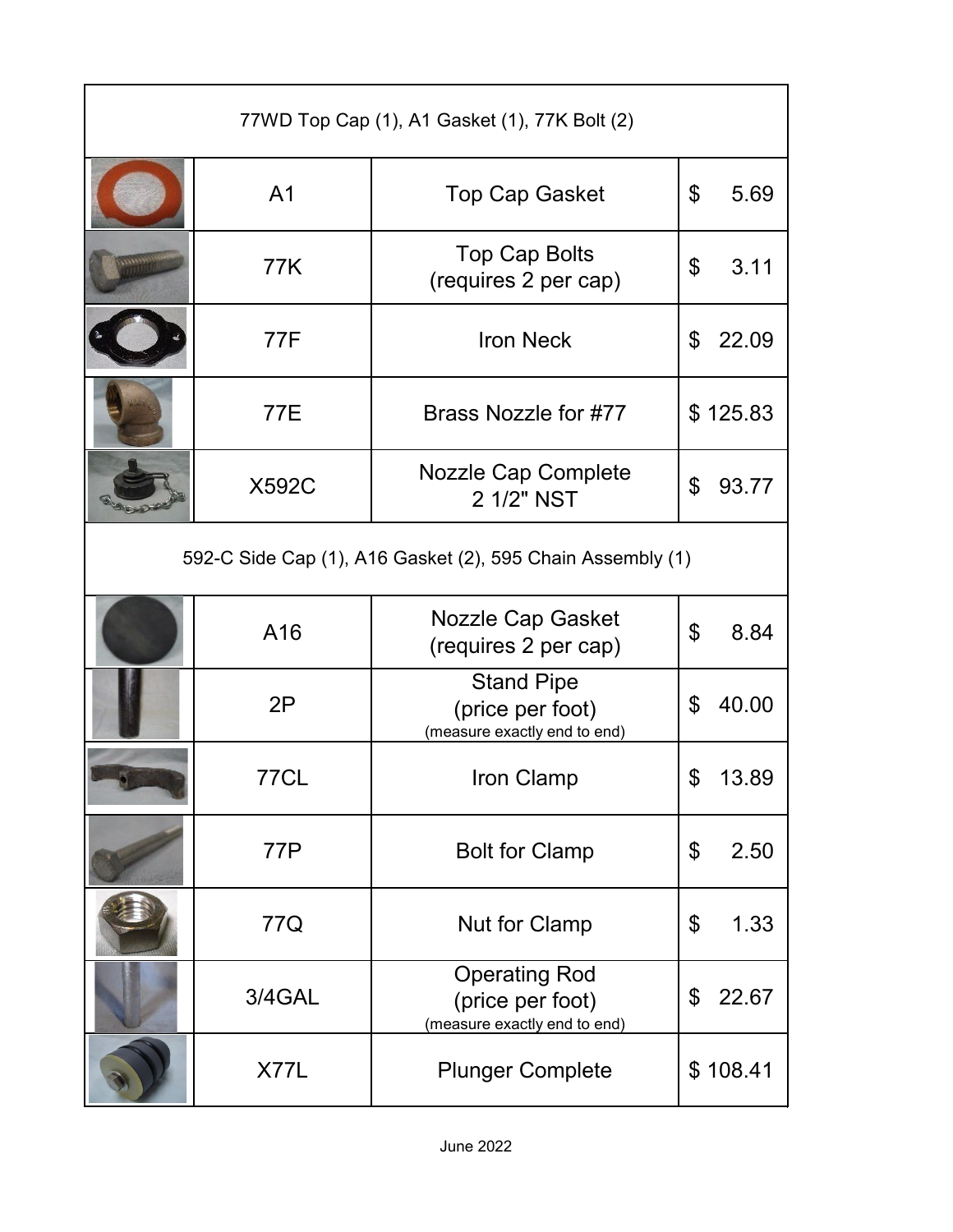| | | | |
|---|---|---|---|
| 77WD Top Cap (1), A1 Gasket (1), 77K Bolt (2) | | | |
| | A1 | Top Cap Gasket | $ 5.69 |
| | 77K | Top Cap Bolts (requires 2 per cap) | $ 3.11 |
| | 77F | Iron Neck | $ 22.09 |
| | 77E | Brass Nozzle for #77 | $ 125.83 |
| | X592C | Nozzle Cap Complete 2 1/2" NST | $ 93.77 |
| 592-C Side Cap (1), A16 Gasket (2), 595 Chain Assembly (1) | | | |
| | A16 | Nozzle Cap Gasket (requires 2 per cap) | $ 8.84 |
| | 2P | Stand Pipe (price per foot) (measure exactly end to end) | $ 40.00 |
| | 77CL | Iron Clamp | $ 13.89 |
| | 77P | Bolt for Clamp | $ 2.50 |
| | 77Q | Nut for Clamp | $ 1.33 |
| | 3/4GAL | Operating Rod (price per foot) (measure exactly end to end) | $ 22.67 |
| | X77L | Plunger Complete | $ 108.41 |

June 2022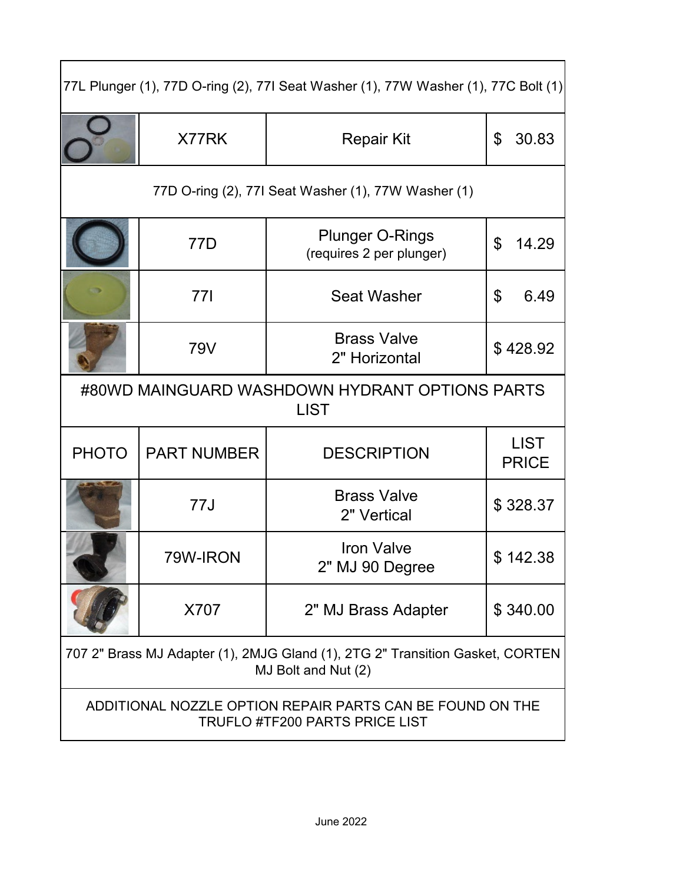| | | | |
|---|---|---|---|
| 77L Plunger (1), 77D O-ring (2), 77I Seat Washer (1), 77W Washer (1), 77C Bolt (1) | | | |
| | X77RK | Repair Kit | $ 30.83 |
| 77D O-ring (2), 77I Seat Washer (1), 77W Washer (1) | | | |
| | 77D | Plunger O-Rings (requires 2 per plunger) | $ 14.29 |
| | 77I | Seat Washer | $ 6.49 |
| | 79V | Brass Valve 2" Horizontal | $ 428.92 |

## #80WD MAINGUARD WASHDOWN HYDRANT OPTIONS PARTS LIST

| PHOTO | PART NUMBER | DESCRIPTION | LIST PRICE |
|---|---|---|---|
| | 77J | Brass Valve 2" Vertical | $ 328.37 |
| | 79W-IRON | Iron Valve 2" MJ 90 Degree | $ 142.38 |
| | X707 | 2" MJ Brass Adapter | $ 340.00 |
| 707 2" Brass MJ Adapter (1), 2MJG Gland (1), 2TG 2" Transition Gasket, CORTEN MJ Bolt and Nut (2) | | | |
| ADDITIONAL NOZZLE OPTION REPAIR PARTS CAN BE FOUND ON THE TRUFLO #TF200 PARTS PRICE LIST | | | |

June 2022